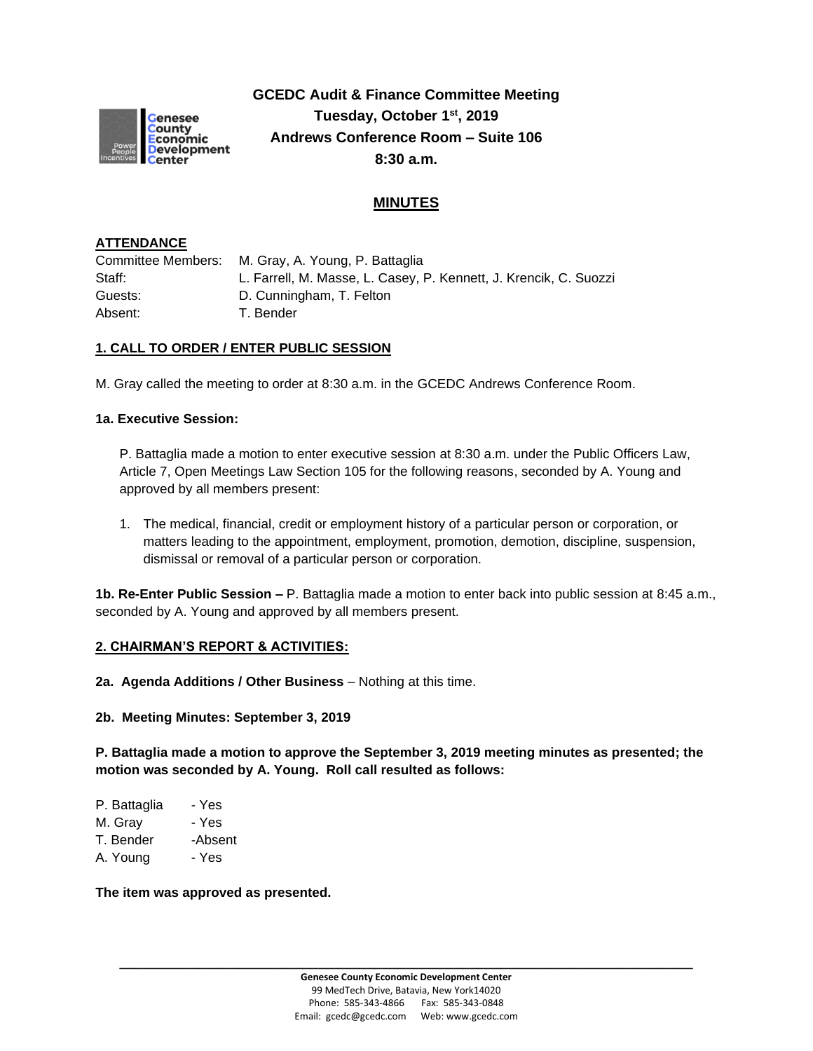# GCEDC Audit & Finance Committee Meeting
**Tuesday, October 1st, 2019**
**Andrews Conference Room – Suite 106**
**8:30 a.m.**

## MINUTES

**ATTENDANCE**

| | |
|---|---|
| Committee Members: | M. Gray, A. Young, P. Battaglia |
| Staff: | L. Farrell, M. Masse, L. Casey, P. Kennett, J. Krencik, C. Suozzi |
| Guests: | D. Cunningham, T. Felton |
| Absent: | T. Bender |

**1. CALL TO ORDER / ENTER PUBLIC SESSION**

M. Gray called the meeting to order at 8:30 a.m. in the GCEDC Andrews Conference Room.

**1a. Executive Session:**

P. Battaglia made a motion to enter executive session at 8:30 a.m. under the Public Officers Law, Article 7, Open Meetings Law Section 105 for the following reasons, seconded by A. Young and approved by all members present:

1. The medical, financial, credit or employment history of a particular person or corporation, or matters leading to the appointment, employment, promotion, demotion, discipline, suspension, dismissal or removal of a particular person or corporation.

**1b. Re-Enter Public Session –** P. Battaglia made a motion to enter back into public session at 8:45 a.m., seconded by A. Young and approved by all members present.

**2. CHAIRMAN'S REPORT & ACTIVITIES:**

**2a. Agenda Additions / Other Business** – Nothing at this time.

**2b. Meeting Minutes: September 3, 2019**

**P. Battaglia made a motion to approve the September 3, 2019 meeting minutes as presented; the motion was seconded by A. Young. Roll call resulted as follows:**

P. Battaglia - Yes
M. Gray - Yes
T. Bender -Absent
A. Young - Yes

**The item was approved as presented.**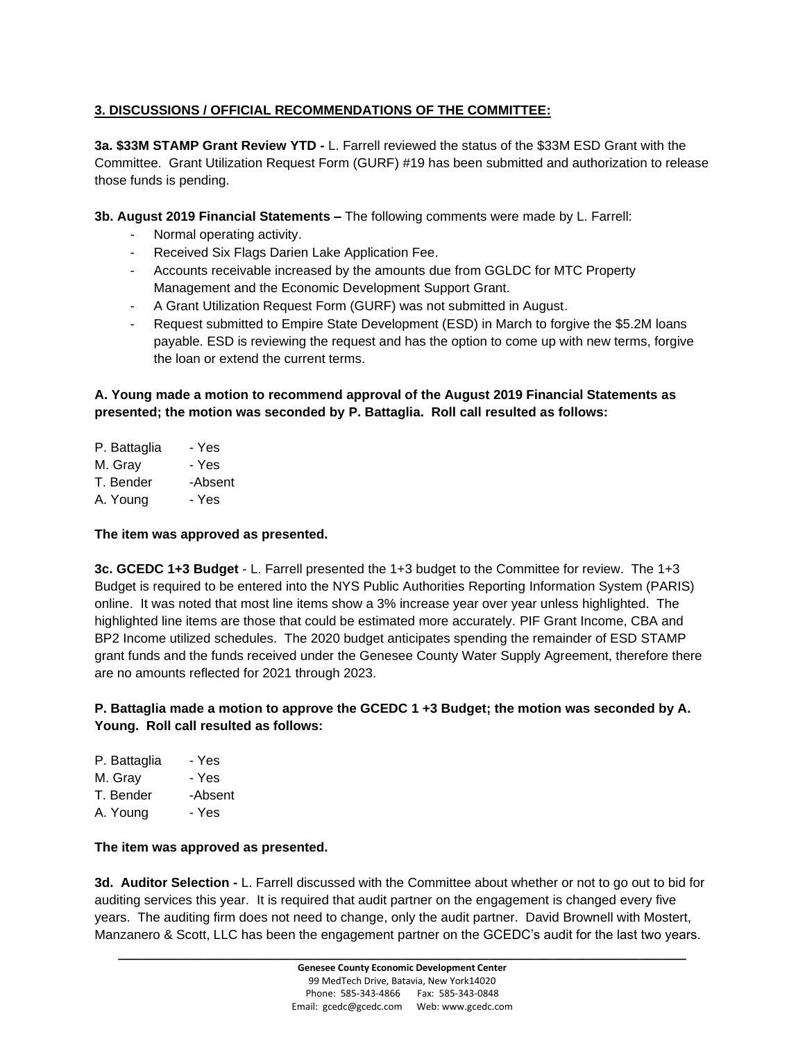**3. DISCUSSIONS / OFFICIAL RECOMMENDATIONS OF THE COMMITTEE:**

**3a. $33M STAMP Grant Review YTD -** L. Farrell reviewed the status of the $33M ESD Grant with the Committee. Grant Utilization Request Form (GURF) #19 has been submitted and authorization to release those funds is pending.

**3b. August 2019 Financial Statements –** The following comments were made by L. Farrell:

- Normal operating activity.
- Received Six Flags Darien Lake Application Fee.
- Accounts receivable increased by the amounts due from GGLDC for MTC Property Management and the Economic Development Support Grant.
- A Grant Utilization Request Form (GURF) was not submitted in August.
- Request submitted to Empire State Development (ESD) in March to forgive the $5.2M loans payable. ESD is reviewing the request and has the option to come up with new terms, forgive the loan or extend the current terms.

**A. Young made a motion to recommend approval of the August 2019 Financial Statements as presented; the motion was seconded by P. Battaglia. Roll call resulted as follows:**

P. Battaglia - Yes
M. Gray - Yes
T. Bender -Absent
A. Young - Yes

**The item was approved as presented.**

**3c. GCEDC 1+3 Budget** - L. Farrell presented the 1+3 budget to the Committee for review. The 1+3 Budget is required to be entered into the NYS Public Authorities Reporting Information System (PARIS) online. It was noted that most line items show a 3% increase year over year unless highlighted. The highlighted line items are those that could be estimated more accurately. PIF Grant Income, CBA and BP2 Income utilized schedules. The 2020 budget anticipates spending the remainder of ESD STAMP grant funds and the funds received under the Genesee County Water Supply Agreement, therefore there are no amounts reflected for 2021 through 2023.

**P. Battaglia made a motion to approve the GCEDC 1 +3 Budget; the motion was seconded by A. Young. Roll call resulted as follows:**

P. Battaglia - Yes
M. Gray - Yes
T. Bender -Absent
A. Young - Yes

**The item was approved as presented.**

**3d. Auditor Selection -** L. Farrell discussed with the Committee about whether or not to go out to bid for auditing services this year. It is required that audit partner on the engagement is changed every five years. The auditing firm does not need to change, only the audit partner. David Brownell with Mostert, Manzanero & Scott, LLC has been the engagement partner on the GCEDC's audit for the last two years.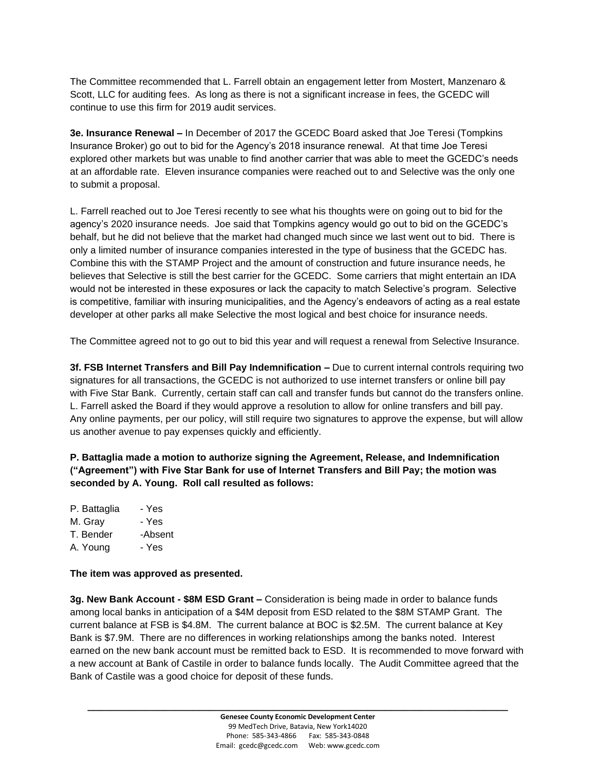The Committee recommended that L. Farrell obtain an engagement letter from Mostert, Manzenaro & Scott, LLC for auditing fees. As long as there is not a significant increase in fees, the GCEDC will continue to use this firm for 2019 audit services.

**3e. Insurance Renewal –** In December of 2017 the GCEDC Board asked that Joe Teresi (Tompkins Insurance Broker) go out to bid for the Agency's 2018 insurance renewal. At that time Joe Teresi explored other markets but was unable to find another carrier that was able to meet the GCEDC's needs at an affordable rate. Eleven insurance companies were reached out to and Selective was the only one to submit a proposal.

L. Farrell reached out to Joe Teresi recently to see what his thoughts were on going out to bid for the agency's 2020 insurance needs. Joe said that Tompkins agency would go out to bid on the GCEDC's behalf, but he did not believe that the market had changed much since we last went out to bid. There is only a limited number of insurance companies interested in the type of business that the GCEDC has. Combine this with the STAMP Project and the amount of construction and future insurance needs, he believes that Selective is still the best carrier for the GCEDC. Some carriers that might entertain an IDA would not be interested in these exposures or lack the capacity to match Selective's program. Selective is competitive, familiar with insuring municipalities, and the Agency's endeavors of acting as a real estate developer at other parks all make Selective the most logical and best choice for insurance needs.

The Committee agreed not to go out to bid this year and will request a renewal from Selective Insurance.

**3f. FSB Internet Transfers and Bill Pay Indemnification –** Due to current internal controls requiring two signatures for all transactions, the GCEDC is not authorized to use internet transfers or online bill pay with Five Star Bank. Currently, certain staff can call and transfer funds but cannot do the transfers online. L. Farrell asked the Board if they would approve a resolution to allow for online transfers and bill pay. Any online payments, per our policy, will still require two signatures to approve the expense, but will allow us another avenue to pay expenses quickly and efficiently.

**P. Battaglia made a motion to authorize signing the Agreement, Release, and Indemnification ("Agreement") with Five Star Bank for use of Internet Transfers and Bill Pay; the motion was seconded by A. Young. Roll call resulted as follows:**

P. Battaglia - Yes
M. Gray - Yes
T. Bender -Absent
A. Young - Yes

**The item was approved as presented.**

**3g. New Bank Account - $8M ESD Grant –** Consideration is being made in order to balance funds among local banks in anticipation of a $4M deposit from ESD related to the $8M STAMP Grant. The current balance at FSB is $4.8M. The current balance at BOC is $2.5M. The current balance at Key Bank is $7.9M. There are no differences in working relationships among the banks noted. Interest earned on the new bank account must be remitted back to ESD. It is recommended to move forward with a new account at Bank of Castile in order to balance funds locally. The Audit Committee agreed that the Bank of Castile was a good choice for deposit of these funds.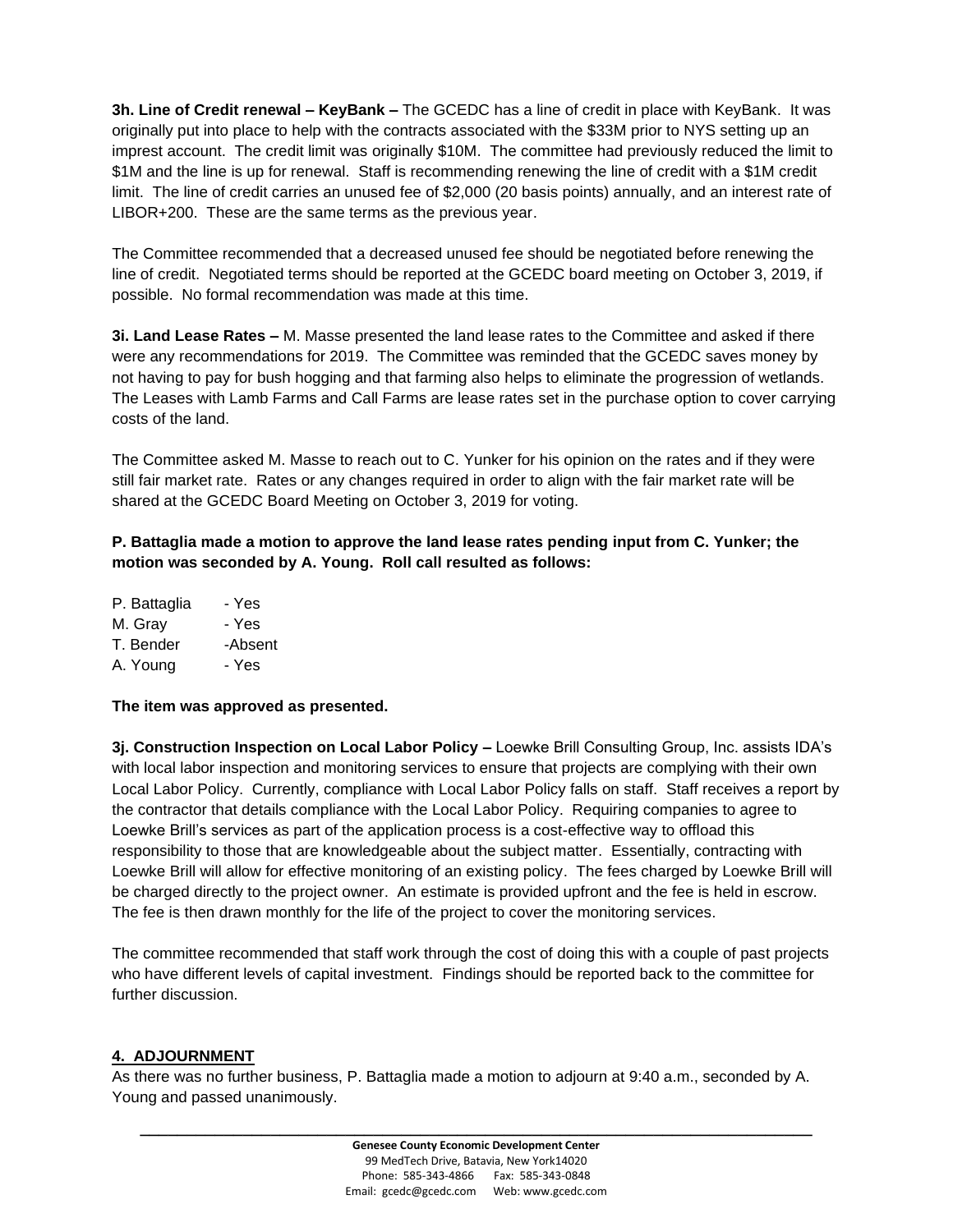**3h. Line of Credit renewal – KeyBank –** The GCEDC has a line of credit in place with KeyBank. It was originally put into place to help with the contracts associated with the $33M prior to NYS setting up an imprest account. The credit limit was originally $10M. The committee had previously reduced the limit to $1M and the line is up for renewal. Staff is recommending renewing the line of credit with a $1M credit limit. The line of credit carries an unused fee of $2,000 (20 basis points) annually, and an interest rate of LIBOR+200. These are the same terms as the previous year.

The Committee recommended that a decreased unused fee should be negotiated before renewing the line of credit. Negotiated terms should be reported at the GCEDC board meeting on October 3, 2019, if possible. No formal recommendation was made at this time.

**3i. Land Lease Rates –** M. Masse presented the land lease rates to the Committee and asked if there were any recommendations for 2019. The Committee was reminded that the GCEDC saves money by not having to pay for bush hogging and that farming also helps to eliminate the progression of wetlands. The Leases with Lamb Farms and Call Farms are lease rates set in the purchase option to cover carrying costs of the land.

The Committee asked M. Masse to reach out to C. Yunker for his opinion on the rates and if they were still fair market rate. Rates or any changes required in order to align with the fair market rate will be shared at the GCEDC Board Meeting on October 3, 2019 for voting.

**P. Battaglia made a motion to approve the land lease rates pending input from C. Yunker; the motion was seconded by A. Young. Roll call resulted as follows:**

P. Battaglia - Yes
M. Gray - Yes
T. Bender -Absent
A. Young - Yes

**The item was approved as presented.**

**3j. Construction Inspection on Local Labor Policy –** Loewke Brill Consulting Group, Inc. assists IDA's with local labor inspection and monitoring services to ensure that projects are complying with their own Local Labor Policy. Currently, compliance with Local Labor Policy falls on staff. Staff receives a report by the contractor that details compliance with the Local Labor Policy. Requiring companies to agree to Loewke Brill's services as part of the application process is a cost-effective way to offload this responsibility to those that are knowledgeable about the subject matter. Essentially, contracting with Loewke Brill will allow for effective monitoring of an existing policy. The fees charged by Loewke Brill will be charged directly to the project owner. An estimate is provided upfront and the fee is held in escrow. The fee is then drawn monthly for the life of the project to cover the monitoring services.

The committee recommended that staff work through the cost of doing this with a couple of past projects who have different levels of capital investment. Findings should be reported back to the committee for further discussion.

## 4. ADJOURNMENT

As there was no further business, P. Battaglia made a motion to adjourn at 9:40 a.m., seconded by A. Young and passed unanimously.

**Genesee County Economic Development Center**
99 MedTech Drive, Batavia, New York14020
Phone: 585-343-4866 Fax: 585-343-0848
Email: gcedc@gcedc.com Web: www.gcedc.com